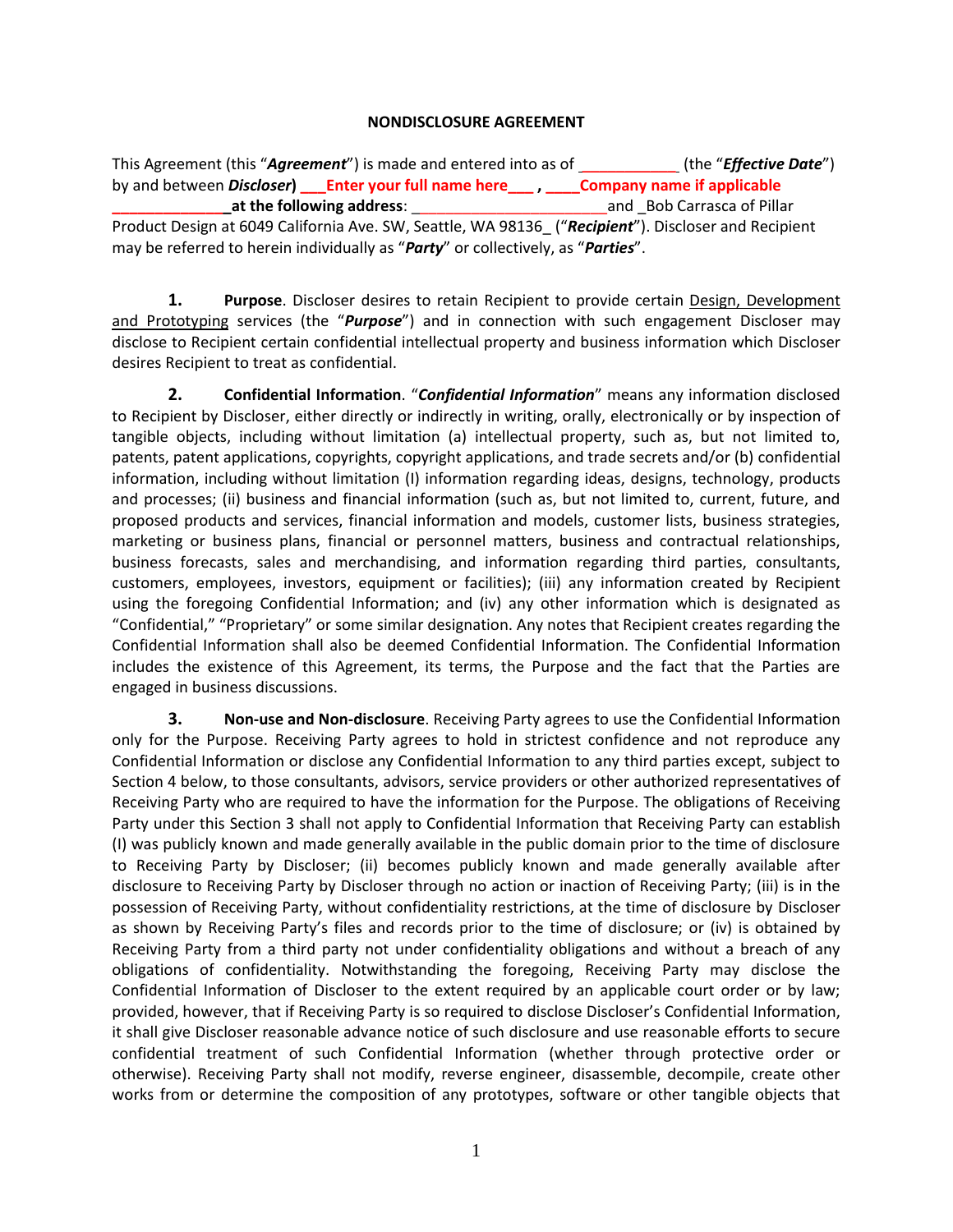**NONDISCLOSURE AGREEMENT**

This Agreement (this "***Agreement***") is made and entered into as of ____________ (the "***Effective Date***") by and between ***Discloser*)** **___Enter your full name here___ , ____Company name if applicable ______________at the following address**: _______________________and _Bob Carrasca of Pillar Product Design at 6049 California Ave. SW, Seattle, WA 98136_ ("***Recipient***"). Discloser and Recipient may be referred to herein individually as "***Party***" or collectively, as "***Parties***".

**1.** **Purpose**. Discloser desires to retain Recipient to provide certain Design, Development and Prototyping services (the "***Purpose***") and in connection with such engagement Discloser may disclose to Recipient certain confidential intellectual property and business information which Discloser desires Recipient to treat as confidential.

**2.** **Confidential Information**. "***Confidential Information***" means any information disclosed to Recipient by Discloser, either directly or indirectly in writing, orally, electronically or by inspection of tangible objects, including without limitation (a) intellectual property, such as, but not limited to, patents, patent applications, copyrights, copyright applications, and trade secrets and/or (b) confidential information, including without limitation (I) information regarding ideas, designs, technology, products and processes; (ii) business and financial information (such as, but not limited to, current, future, and proposed products and services, financial information and models, customer lists, business strategies, marketing or business plans, financial or personnel matters, business and contractual relationships, business forecasts, sales and merchandising, and information regarding third parties, consultants, customers, employees, investors, equipment or facilities); (iii) any information created by Recipient using the foregoing Confidential Information; and (iv) any other information which is designated as "Confidential," "Proprietary" or some similar designation. Any notes that Recipient creates regarding the Confidential Information shall also be deemed Confidential Information. The Confidential Information includes the existence of this Agreement, its terms, the Purpose and the fact that the Parties are engaged in business discussions.

**3.** **Non-use and Non-disclosure**. Receiving Party agrees to use the Confidential Information only for the Purpose. Receiving Party agrees to hold in strictest confidence and not reproduce any Confidential Information or disclose any Confidential Information to any third parties except, subject to Section 4 below, to those consultants, advisors, service providers or other authorized representatives of Receiving Party who are required to have the information for the Purpose. The obligations of Receiving Party under this Section 3 shall not apply to Confidential Information that Receiving Party can establish (I) was publicly known and made generally available in the public domain prior to the time of disclosure to Receiving Party by Discloser; (ii) becomes publicly known and made generally available after disclosure to Receiving Party by Discloser through no action or inaction of Receiving Party; (iii) is in the possession of Receiving Party, without confidentiality restrictions, at the time of disclosure by Discloser as shown by Receiving Party's files and records prior to the time of disclosure; or (iv) is obtained by Receiving Party from a third party not under confidentiality obligations and without a breach of any obligations of confidentiality. Notwithstanding the foregoing, Receiving Party may disclose the Confidential Information of Discloser to the extent required by an applicable court order or by law; provided, however, that if Receiving Party is so required to disclose Discloser's Confidential Information, it shall give Discloser reasonable advance notice of such disclosure and use reasonable efforts to secure confidential treatment of such Confidential Information (whether through protective order or otherwise). Receiving Party shall not modify, reverse engineer, disassemble, decompile, create other works from or determine the composition of any prototypes, software or other tangible objects that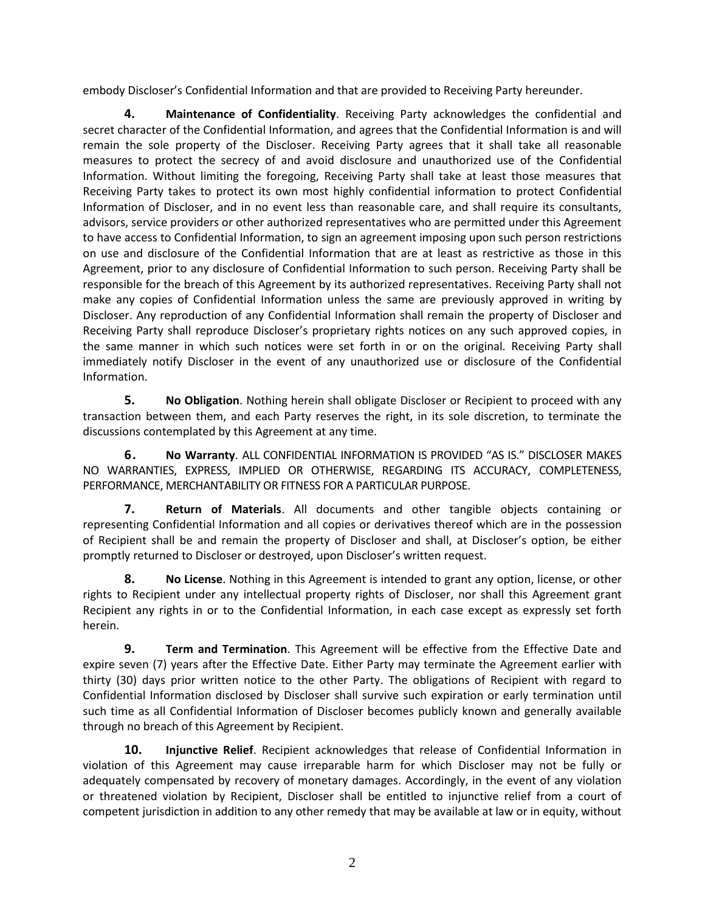embody Discloser's Confidential Information and that are provided to Receiving Party hereunder.

**4.** **Maintenance of Confidentiality**. Receiving Party acknowledges the confidential and secret character of the Confidential Information, and agrees that the Confidential Information is and will remain the sole property of the Discloser. Receiving Party agrees that it shall take all reasonable measures to protect the secrecy of and avoid disclosure and unauthorized use of the Confidential Information. Without limiting the foregoing, Receiving Party shall take at least those measures that Receiving Party takes to protect its own most highly confidential information to protect Confidential Information of Discloser, and in no event less than reasonable care, and shall require its consultants, advisors, service providers or other authorized representatives who are permitted under this Agreement to have access to Confidential Information, to sign an agreement imposing upon such person restrictions on use and disclosure of the Confidential Information that are at least as restrictive as those in this Agreement, prior to any disclosure of Confidential Information to such person. Receiving Party shall be responsible for the breach of this Agreement by its authorized representatives. Receiving Party shall not make any copies of Confidential Information unless the same are previously approved in writing by Discloser. Any reproduction of any Confidential Information shall remain the property of Discloser and Receiving Party shall reproduce Discloser's proprietary rights notices on any such approved copies, in the same manner in which such notices were set forth in or on the original. Receiving Party shall immediately notify Discloser in the event of any unauthorized use or disclosure of the Confidential Information.

**5.** **No Obligation**. Nothing herein shall obligate Discloser or Recipient to proceed with any transaction between them, and each Party reserves the right, in its sole discretion, to terminate the discussions contemplated by this Agreement at any time.

**6.** **No Warranty**. ALL CONFIDENTIAL INFORMATION IS PROVIDED "AS IS." DISCLOSER MAKES NO WARRANTIES, EXPRESS, IMPLIED OR OTHERWISE, REGARDING ITS ACCURACY, COMPLETENESS, PERFORMANCE, MERCHANTABILITY OR FITNESS FOR A PARTICULAR PURPOSE.

**7.** **Return of Materials**. All documents and other tangible objects containing or representing Confidential Information and all copies or derivatives thereof which are in the possession of Recipient shall be and remain the property of Discloser and shall, at Discloser's option, be either promptly returned to Discloser or destroyed, upon Discloser's written request.

**8.** **No License**. Nothing in this Agreement is intended to grant any option, license, or other rights to Recipient under any intellectual property rights of Discloser, nor shall this Agreement grant Recipient any rights in or to the Confidential Information, in each case except as expressly set forth herein.

**9.** **Term and Termination**. This Agreement will be effective from the Effective Date and expire seven (7) years after the Effective Date. Either Party may terminate the Agreement earlier with thirty (30) days prior written notice to the other Party. The obligations of Recipient with regard to Confidential Information disclosed by Discloser shall survive such expiration or early termination until such time as all Confidential Information of Discloser becomes publicly known and generally available through no breach of this Agreement by Recipient.

**10.** **Injunctive Relief**. Recipient acknowledges that release of Confidential Information in violation of this Agreement may cause irreparable harm for which Discloser may not be fully or adequately compensated by recovery of monetary damages. Accordingly, in the event of any violation or threatened violation by Recipient, Discloser shall be entitled to injunctive relief from a court of competent jurisdiction in addition to any other remedy that may be available at law or in equity, without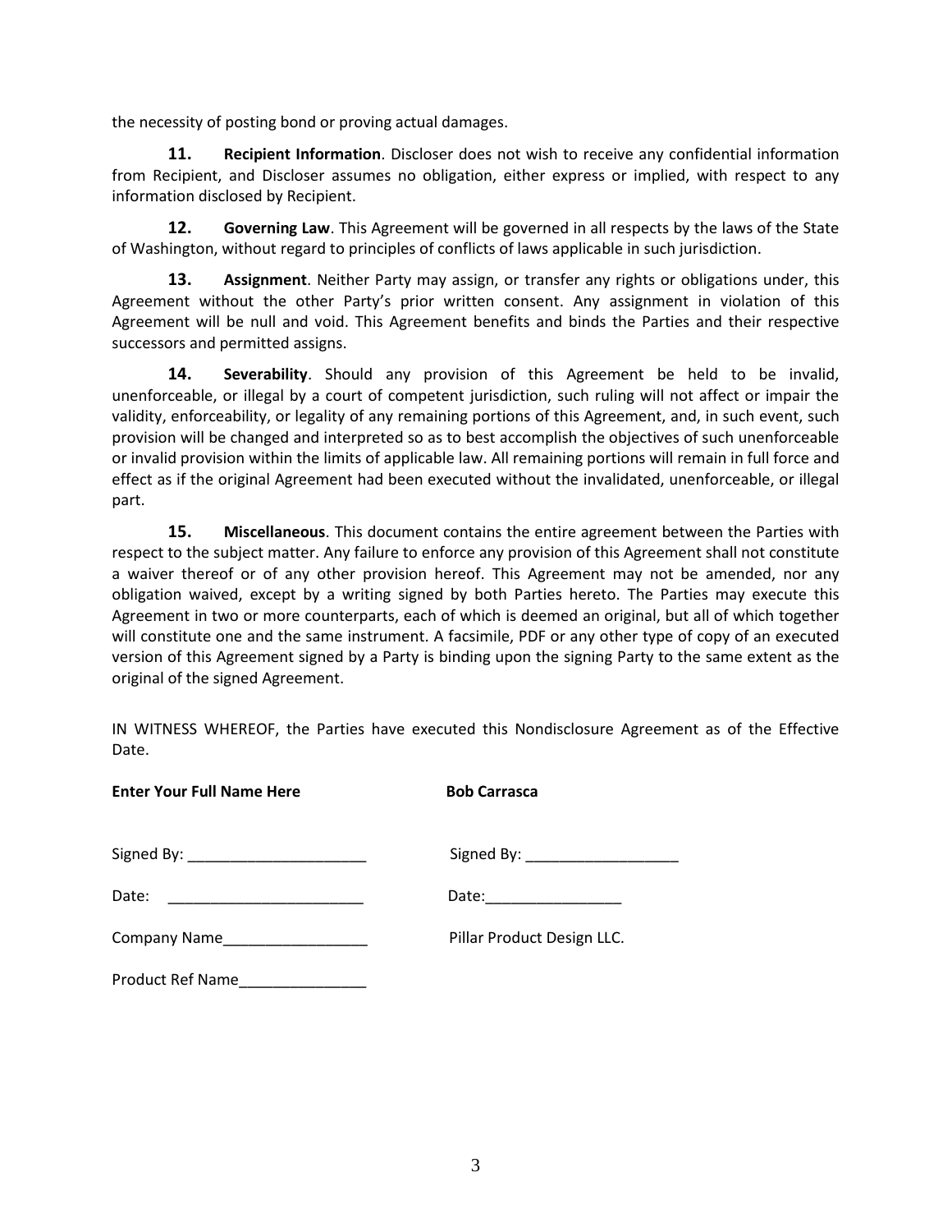the necessity of posting bond or proving actual damages.

**11. Recipient Information**. Discloser does not wish to receive any confidential information from Recipient, and Discloser assumes no obligation, either express or implied, with respect to any information disclosed by Recipient.

**12. Governing Law**. This Agreement will be governed in all respects by the laws of the State of Washington, without regard to principles of conflicts of laws applicable in such jurisdiction.

**13. Assignment**. Neither Party may assign, or transfer any rights or obligations under, this Agreement without the other Party's prior written consent. Any assignment in violation of this Agreement will be null and void. This Agreement benefits and binds the Parties and their respective successors and permitted assigns.

**14. Severability**. Should any provision of this Agreement be held to be invalid, unenforceable, or illegal by a court of competent jurisdiction, such ruling will not affect or impair the validity, enforceability, or legality of any remaining portions of this Agreement, and, in such event, such provision will be changed and interpreted so as to best accomplish the objectives of such unenforceable or invalid provision within the limits of applicable law. All remaining portions will remain in full force and effect as if the original Agreement had been executed without the invalidated, unenforceable, or illegal part.

**15. Miscellaneous**. This document contains the entire agreement between the Parties with respect to the subject matter. Any failure to enforce any provision of this Agreement shall not constitute a waiver thereof or of any other provision hereof. This Agreement may not be amended, nor any obligation waived, except by a writing signed by both Parties hereto. The Parties may execute this Agreement in two or more counterparts, each of which is deemed an original, but all of which together will constitute one and the same instrument. A facsimile, PDF or any other type of copy of an executed version of this Agreement signed by a Party is binding upon the signing Party to the same extent as the original of the signed Agreement.

IN WITNESS WHEREOF, the Parties have executed this Nondisclosure Agreement as of the Effective Date.

| **Enter Your Full Name Here** | **Bob Carrasca** |
|---|---|
| Signed By: ______________________ | Signed By: __________________ |
| Date: ________________________ | Date:________________ |
| Company Name_________________ | Pillar Product Design LLC. |
| Product Ref Name_______________ | |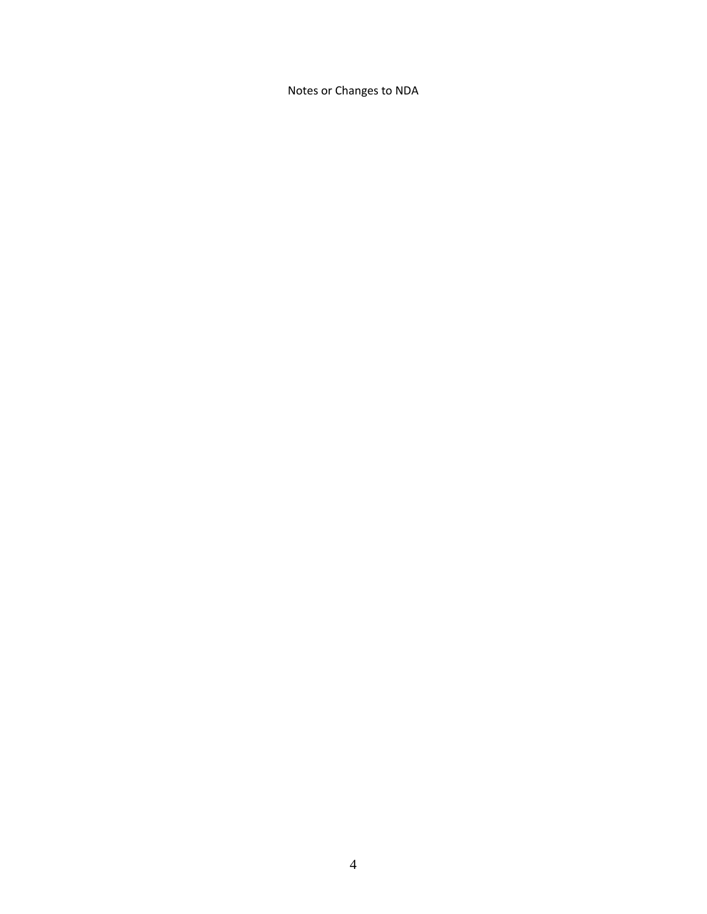Notes or Changes to NDA